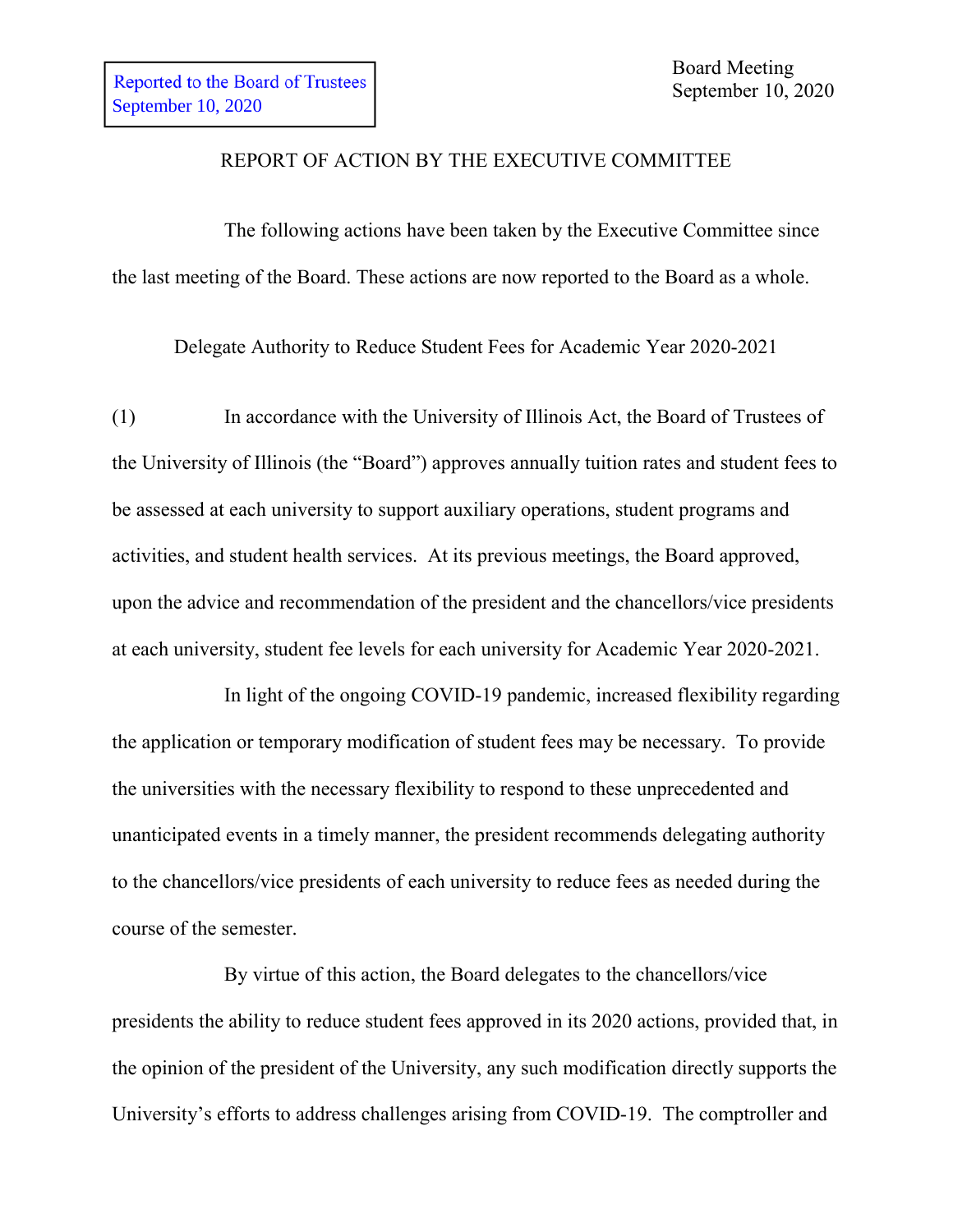Reported to the Board of Trustees
September 10, 2020

Board Meeting
September 10, 2020

REPORT OF ACTION BY THE EXECUTIVE COMMITTEE

The following actions have been taken by the Executive Committee since the last meeting of the Board. These actions are now reported to the Board as a whole.

Delegate Authority to Reduce Student Fees for Academic Year 2020-2021

(1) In accordance with the University of Illinois Act, the Board of Trustees of the University of Illinois (the "Board") approves annually tuition rates and student fees to be assessed at each university to support auxiliary operations, student programs and activities, and student health services. At its previous meetings, the Board approved, upon the advice and recommendation of the president and the chancellors/vice presidents at each university, student fee levels for each university for Academic Year 2020-2021.

In light of the ongoing COVID-19 pandemic, increased flexibility regarding the application or temporary modification of student fees may be necessary. To provide the universities with the necessary flexibility to respond to these unprecedented and unanticipated events in a timely manner, the president recommends delegating authority to the chancellors/vice presidents of each university to reduce fees as needed during the course of the semester.

By virtue of this action, the Board delegates to the chancellors/vice presidents the ability to reduce student fees approved in its 2020 actions, provided that, in the opinion of the president of the University, any such modification directly supports the University's efforts to address challenges arising from COVID-19. The comptroller and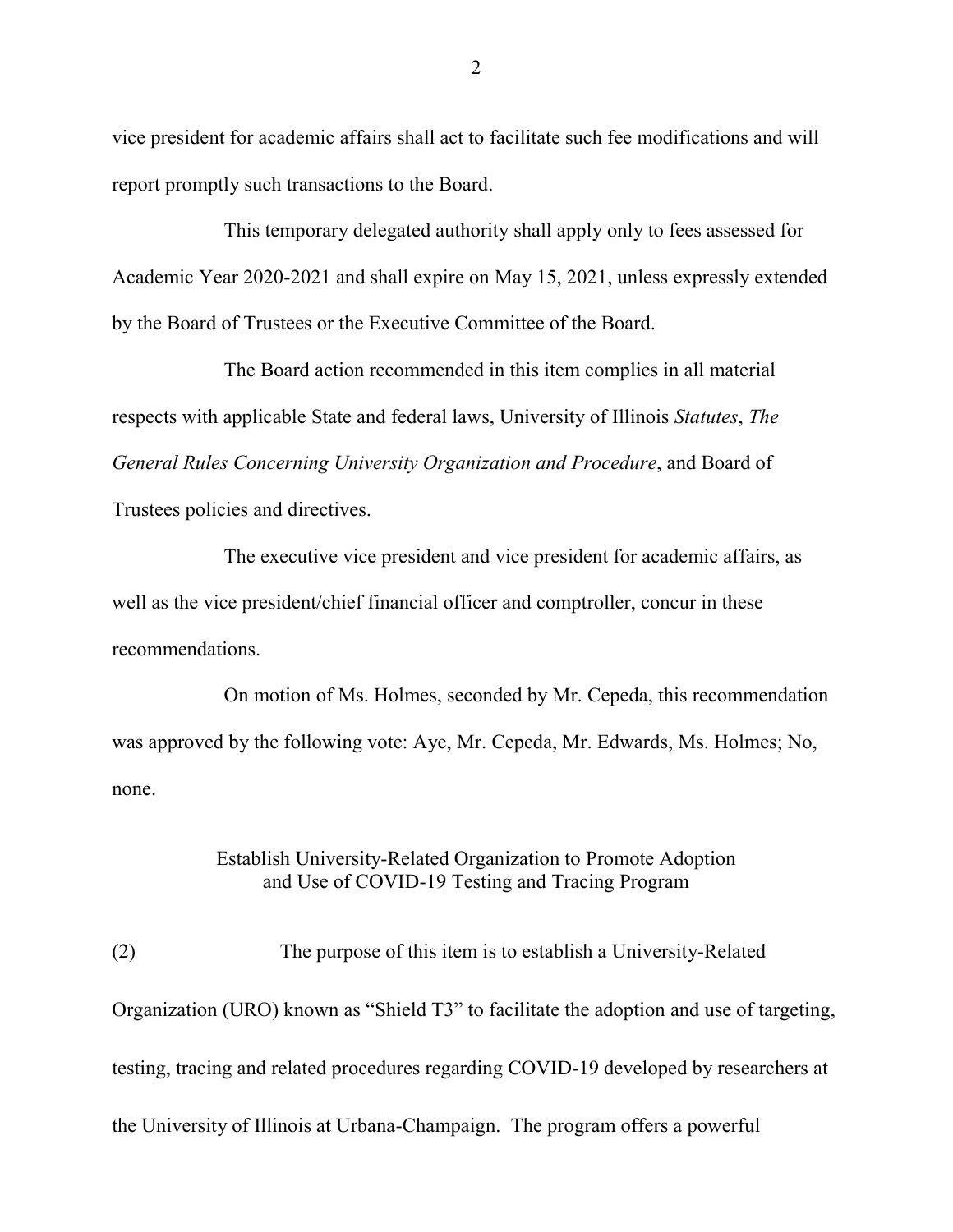vice president for academic affairs shall act to facilitate such fee modifications and will report promptly such transactions to the Board.

This temporary delegated authority shall apply only to fees assessed for Academic Year 2020-2021 and shall expire on May 15, 2021, unless expressly extended by the Board of Trustees or the Executive Committee of the Board.

The Board action recommended in this item complies in all material respects with applicable State and federal laws, University of Illinois *Statutes*, *The General Rules Concerning University Organization and Procedure*, and Board of Trustees policies and directives.

The executive vice president and vice president for academic affairs, as well as the vice president/chief financial officer and comptroller, concur in these recommendations.

On motion of Ms. Holmes, seconded by Mr. Cepeda, this recommendation was approved by the following vote: Aye, Mr. Cepeda, Mr. Edwards, Ms. Holmes; No, none.

### Establish University-Related Organization to Promote Adoption and Use of COVID-19 Testing and Tracing Program

(2) The purpose of this item is to establish a University-Related Organization (URO) known as "Shield T3" to facilitate the adoption and use of targeting, testing, tracing and related procedures regarding COVID-19 developed by researchers at the University of Illinois at Urbana-Champaign. The program offers a powerful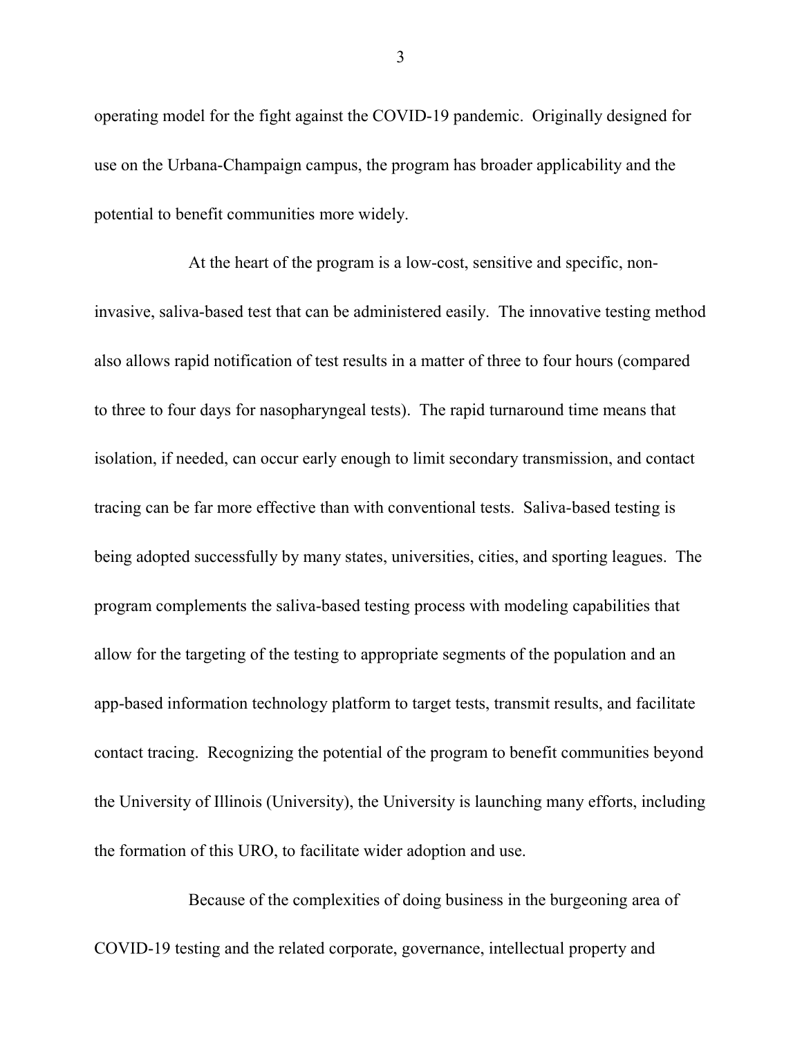operating model for the fight against the COVID-19 pandemic. Originally designed for use on the Urbana-Champaign campus, the program has broader applicability and the potential to benefit communities more widely.

At the heart of the program is a low-cost, sensitive and specific, non-invasive, saliva-based test that can be administered easily. The innovative testing method also allows rapid notification of test results in a matter of three to four hours (compared to three to four days for nasopharyngeal tests). The rapid turnaround time means that isolation, if needed, can occur early enough to limit secondary transmission, and contact tracing can be far more effective than with conventional tests. Saliva-based testing is being adopted successfully by many states, universities, cities, and sporting leagues. The program complements the saliva-based testing process with modeling capabilities that allow for the targeting of the testing to appropriate segments of the population and an app-based information technology platform to target tests, transmit results, and facilitate contact tracing. Recognizing the potential of the program to benefit communities beyond the University of Illinois (University), the University is launching many efforts, including the formation of this URO, to facilitate wider adoption and use.

Because of the complexities of doing business in the burgeoning area of COVID-19 testing and the related corporate, governance, intellectual property and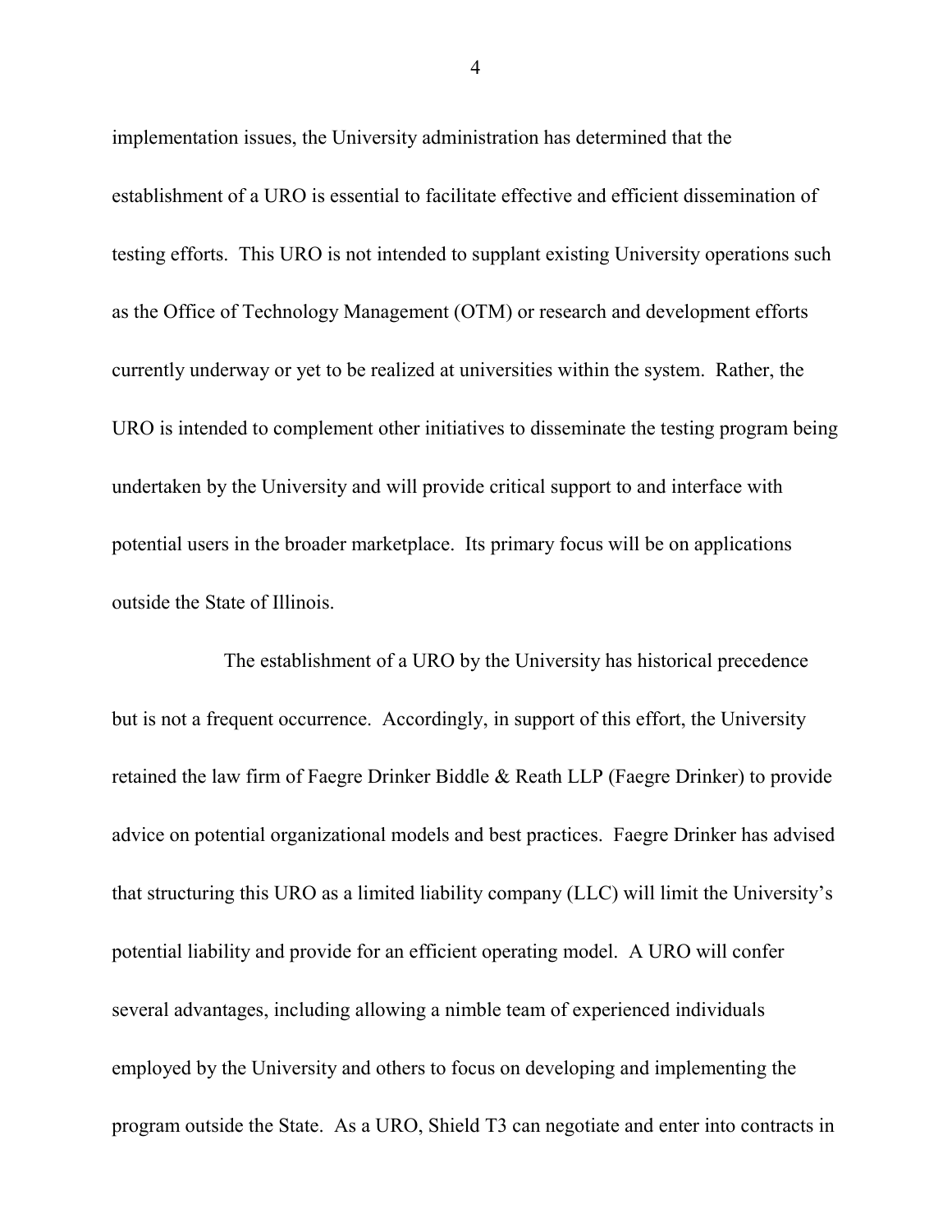implementation issues, the University administration has determined that the establishment of a URO is essential to facilitate effective and efficient dissemination of testing efforts. This URO is not intended to supplant existing University operations such as the Office of Technology Management (OTM) or research and development efforts currently underway or yet to be realized at universities within the system. Rather, the URO is intended to complement other initiatives to disseminate the testing program being undertaken by the University and will provide critical support to and interface with potential users in the broader marketplace. Its primary focus will be on applications outside the State of Illinois.

The establishment of a URO by the University has historical precedence but is not a frequent occurrence. Accordingly, in support of this effort, the University retained the law firm of Faegre Drinker Biddle & Reath LLP (Faegre Drinker) to provide advice on potential organizational models and best practices. Faegre Drinker has advised that structuring this URO as a limited liability company (LLC) will limit the University's potential liability and provide for an efficient operating model. A URO will confer several advantages, including allowing a nimble team of experienced individuals employed by the University and others to focus on developing and implementing the program outside the State. As a URO, Shield T3 can negotiate and enter into contracts in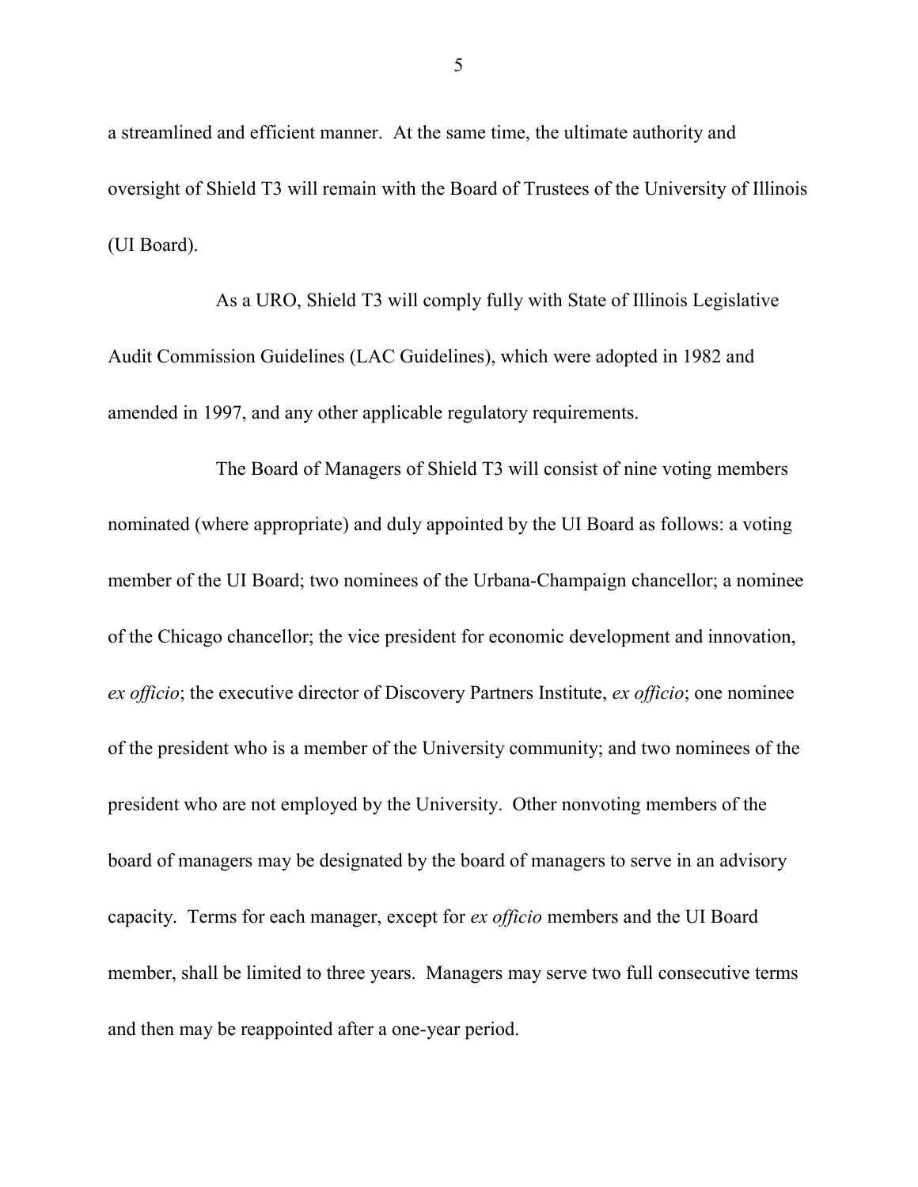a streamlined and efficient manner. At the same time, the ultimate authority and oversight of Shield T3 will remain with the Board of Trustees of the University of Illinois (UI Board).

As a URO, Shield T3 will comply fully with State of Illinois Legislative Audit Commission Guidelines (LAC Guidelines), which were adopted in 1982 and amended in 1997, and any other applicable regulatory requirements.

The Board of Managers of Shield T3 will consist of nine voting members nominated (where appropriate) and duly appointed by the UI Board as follows: a voting member of the UI Board; two nominees of the Urbana-Champaign chancellor; a nominee of the Chicago chancellor; the vice president for economic development and innovation, *ex officio*; the executive director of Discovery Partners Institute, *ex officio*; one nominee of the president who is a member of the University community; and two nominees of the president who are not employed by the University. Other nonvoting members of the board of managers may be designated by the board of managers to serve in an advisory capacity. Terms for each manager, except for *ex officio* members and the UI Board member, shall be limited to three years. Managers may serve two full consecutive terms and then may be reappointed after a one-year period.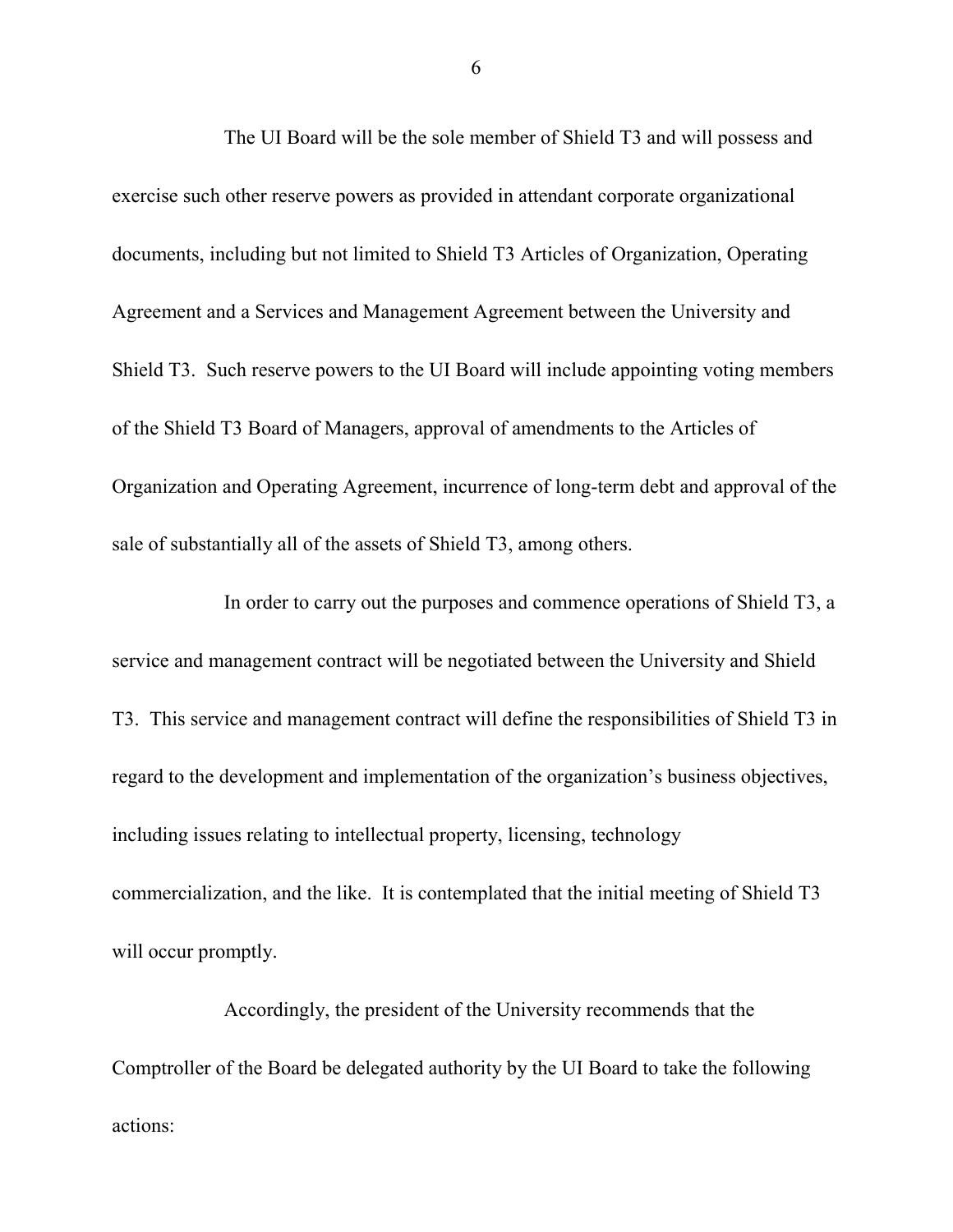The UI Board will be the sole member of Shield T3 and will possess and exercise such other reserve powers as provided in attendant corporate organizational documents, including but not limited to Shield T3 Articles of Organization, Operating Agreement and a Services and Management Agreement between the University and Shield T3. Such reserve powers to the UI Board will include appointing voting members of the Shield T3 Board of Managers, approval of amendments to the Articles of Organization and Operating Agreement, incurrence of long-term debt and approval of the sale of substantially all of the assets of Shield T3, among others.

In order to carry out the purposes and commence operations of Shield T3, a service and management contract will be negotiated between the University and Shield T3. This service and management contract will define the responsibilities of Shield T3 in regard to the development and implementation of the organization's business objectives, including issues relating to intellectual property, licensing, technology commercialization, and the like. It is contemplated that the initial meeting of Shield T3 will occur promptly.

Accordingly, the president of the University recommends that the Comptroller of the Board be delegated authority by the UI Board to take the following actions: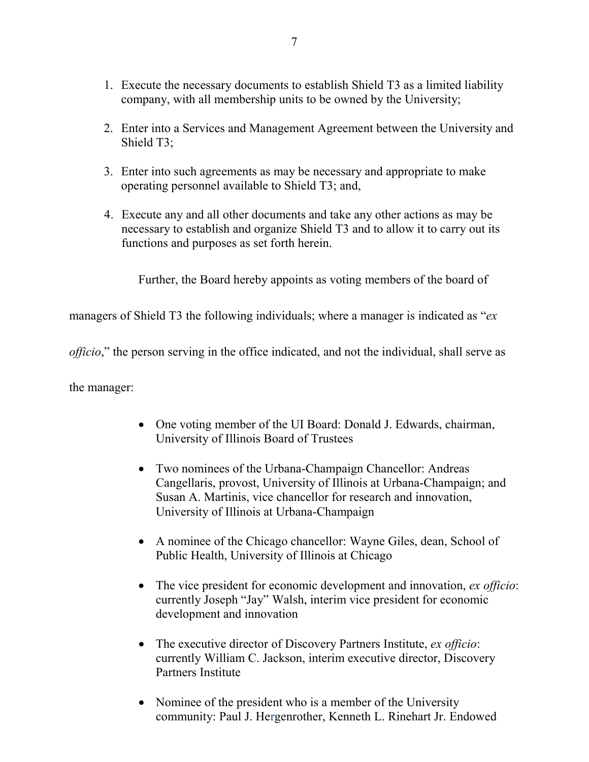1. Execute the necessary documents to establish Shield T3 as a limited liability company, with all membership units to be owned by the University;

2. Enter into a Services and Management Agreement between the University and Shield T3;

3. Enter into such agreements as may be necessary and appropriate to make operating personnel available to Shield T3; and,

4. Execute any and all other documents and take any other actions as may be necessary to establish and organize Shield T3 and to allow it to carry out its functions and purposes as set forth herein.

Further, the Board hereby appoints as voting members of the board of managers of Shield T3 the following individuals; where a manager is indicated as "*ex officio*," the person serving in the office indicated, and not the individual, shall serve as the manager:

- One voting member of the UI Board: Donald J. Edwards, chairman, University of Illinois Board of Trustees

- Two nominees of the Urbana-Champaign Chancellor: Andreas Cangellaris, provost, University of Illinois at Urbana-Champaign; and Susan A. Martinis, vice chancellor for research and innovation, University of Illinois at Urbana-Champaign

- A nominee of the Chicago chancellor: Wayne Giles, dean, School of Public Health, University of Illinois at Chicago

- The vice president for economic development and innovation, *ex officio*: currently Joseph "Jay" Walsh, interim vice president for economic development and innovation

- The executive director of Discovery Partners Institute, *ex officio*: currently William C. Jackson, interim executive director, Discovery Partners Institute

- Nominee of the president who is a member of the University community: Paul J. Hergenrother, Kenneth L. Rinehart Jr. Endowed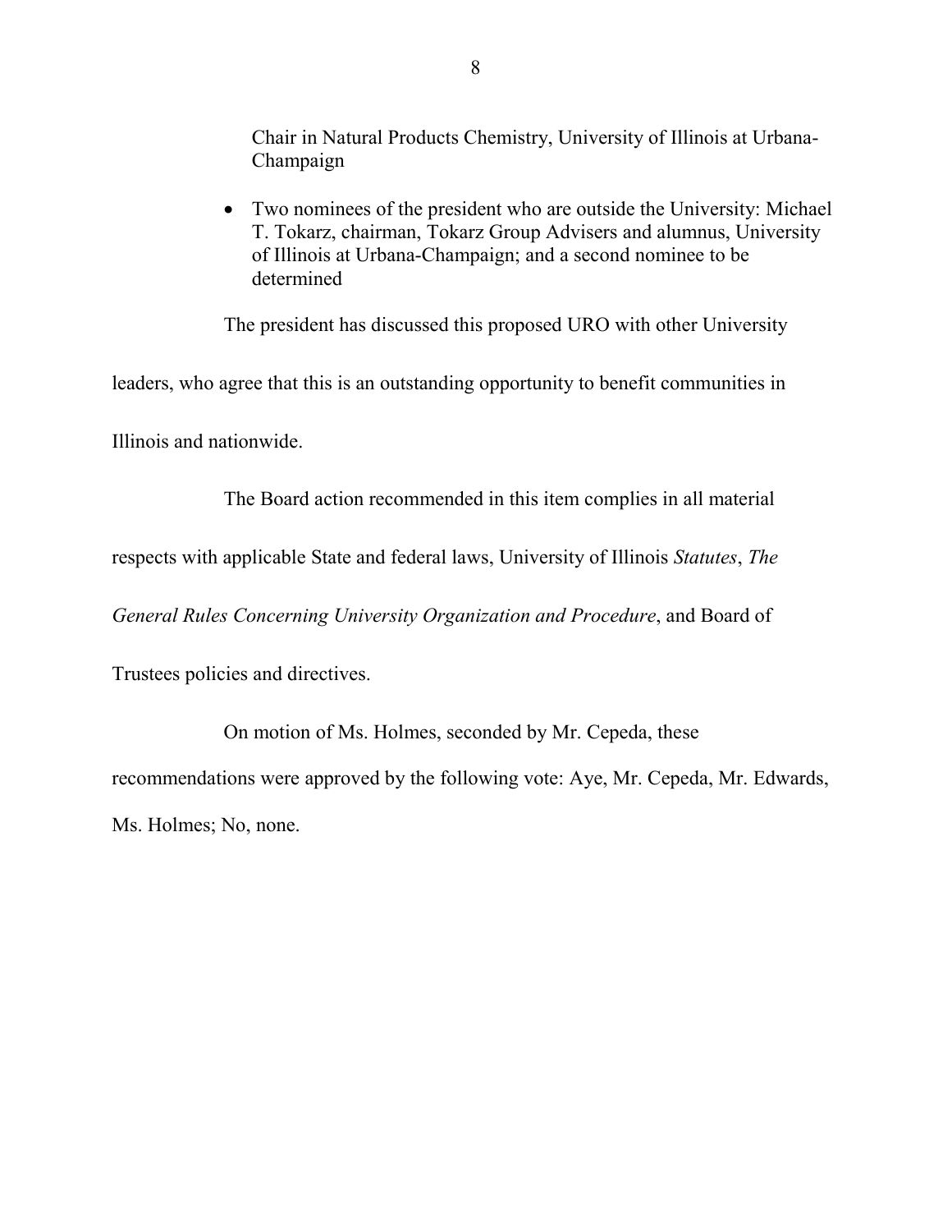Chair in Natural Products Chemistry, University of Illinois at Urbana-Champaign

- Two nominees of the president who are outside the University: Michael T. Tokarz, chairman, Tokarz Group Advisers and alumnus, University of Illinois at Urbana-Champaign; and a second nominee to be determined

The president has discussed this proposed URO with other University leaders, who agree that this is an outstanding opportunity to benefit communities in Illinois and nationwide.

The Board action recommended in this item complies in all material respects with applicable State and federal laws, University of Illinois *Statutes*, *The General Rules Concerning University Organization and Procedure*, and Board of Trustees policies and directives.

On motion of Ms. Holmes, seconded by Mr. Cepeda, these recommendations were approved by the following vote: Aye, Mr. Cepeda, Mr. Edwards, Ms. Holmes; No, none.